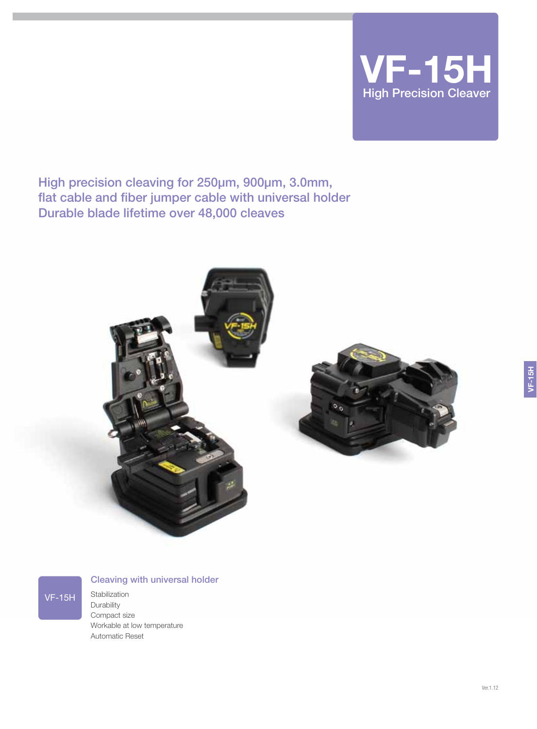# VF-15H

## High Precision Cleaver

### High precision cleaving for 250µm, 900µm, 3.0mm, flat cable and fiber jumper cable with universal holder Durable blade lifetime over 48,000 cleaves

VF-15H

### Cleaving with universal holder

- Stabilization
- Durability
- Compact size
- Workable at low temperature
- Automatic Reset

Ver.1.12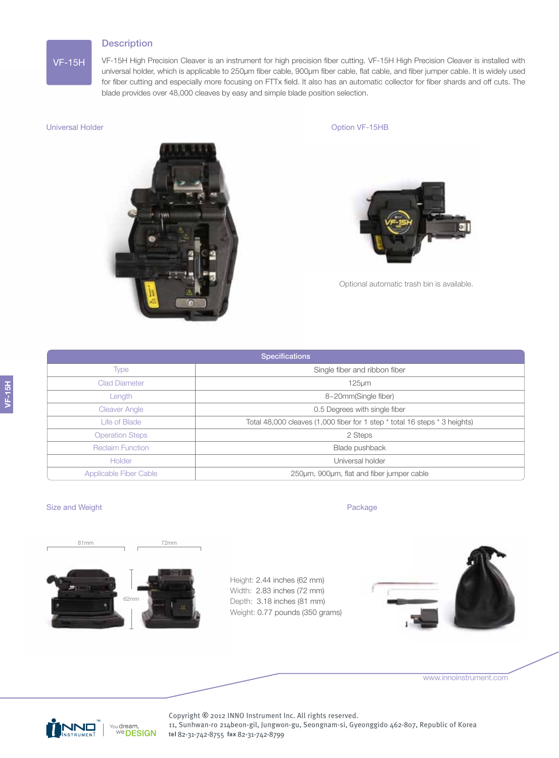VF-15H

## Description

VF-15H High Precision Cleaver is an instrument for high precision fiber cutting. VF-15H High Precision Cleaver is installed with universal holder, which is applicable to 250μm fiber cable, 900μm fiber cable, flat cable, and fiber jumper cable. It is widely used for fiber cutting and especially more focusing on FTTx field. It also has an automatic collector for fiber shards and off cuts. The blade provides over 48,000 cleaves by easy and simple blade position selection.

### Universal Holder

### Option VF-15HB

Optional automatic trash bin is available.

| Specifications | |
|---|---|
| Type | Single fiber and ribbon fiber |
| Clad Diameter | 125μm |
| Length | 8~20mm(Single fiber) |
| Cleaver Angle | 0.5 Degrees with single fiber |
| Life of Blade | Total 48,000 cleaves (1,000 fiber for 1 step * total 16 steps * 3 heights) |
| Operation Steps | 2 Steps |
| Reclaim Function | Blade pushback |
| Holder | Universal holder |
| Applicable Fiber Cable | 250μm, 900μm, flat and fiber jumper cable |

### Size and Weight

81mm

72mm

62mm

Height: 2.44 inches (62 mm)
Width: 2.83 inches (72 mm)
Depth: 3.18 inches (81 mm)
Weight: 0.77 pounds (350 grams)

### Package

www.innoinstrument.com

INNO INSTRUMENT™ You dream, we DESIGN

Copyright © 2012 INNO Instrument Inc. All rights reserved.
11, Sunhwan-ro 214beon-gil, Jungwon-gu, Seongnam-si, Gyeonggido 462-807, Republic of Korea
tel 82-31-742-8755 fax 82-31-742-8799